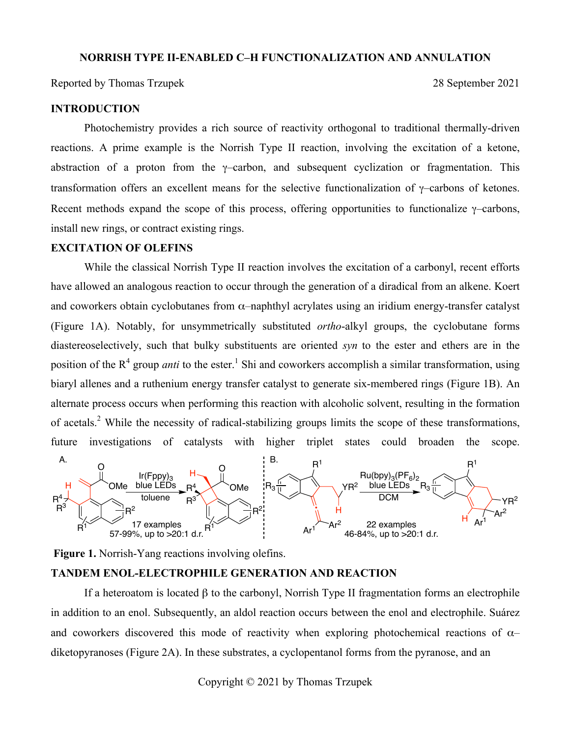# NORRISH TYPE II-ENABLED C–H FUNCTIONALIZATION AND ANNULATION

Reported by Thomas Trzupek 28 September 2021

## INTRODUCTION

Photochemistry provides a rich source of reactivity orthogonal to traditional thermally-driven reactions. A prime example is the Norrish Type II reaction, involving the excitation of a ketone, abstraction of a proton from the γ–carbon, and subsequent cyclization or fragmentation. This transformation offers an excellent means for the selective functionalization of γ–carbons of ketones. Recent methods expand the scope of this process, offering opportunities to functionalize γ–carbons, install new rings, or contract existing rings.

## EXCITATION OF OLEFINS

While the classical Norrish Type II reaction involves the excitation of a carbonyl, recent efforts have allowed an analogous reaction to occur through the generation of a diradical from an alkene. Koert and coworkers obtain cyclobutanes from α–naphthyl acrylates using an iridium energy-transfer catalyst (Figure 1A). Notably, for unsymmetrically substituted *ortho*-alkyl groups, the cyclobutane forms diastereoselectively, such that bulky substituents are oriented *syn* to the ester and ethers are in the position of the $R^4$ group *anti* to the ester.[1] Shi and coworkers accomplish a similar transformation, using biaryl allenes and a ruthenium energy transfer catalyst to generate six-membered rings (Figure 1B). An alternate process occurs when performing this reaction with alcoholic solvent, resulting in the formation of acetals.[2] While the necessity of radical-stabilizing groups limits the scope of these transformations, future investigations of catalysts with higher triplet states could broaden the scope.

A. $Ir(Fppy)_3$, blue LEDs, toluene; 17 examples, 57-99%, up to >20:1 d.r.

B. $Ru(bpy)_3(PF_6)_2$, blue LEDs, DCM; 22 examples, 46-84%, up to >20:1 d.r.

**Figure 1.** Norrish-Yang reactions involving olefins.

## TANDEM ENOL-ELECTROPHILE GENERATION AND REACTION

If a heteroatom is located β to the carbonyl, Norrish Type II fragmentation forms an electrophile in addition to an enol. Subsequently, an aldol reaction occurs between the enol and electrophile. Suárez and coworkers discovered this mode of reactivity when exploring photochemical reactions of α–diketopyranoses (Figure 2A). In these substrates, a cyclopentanol forms from the pyranose, and an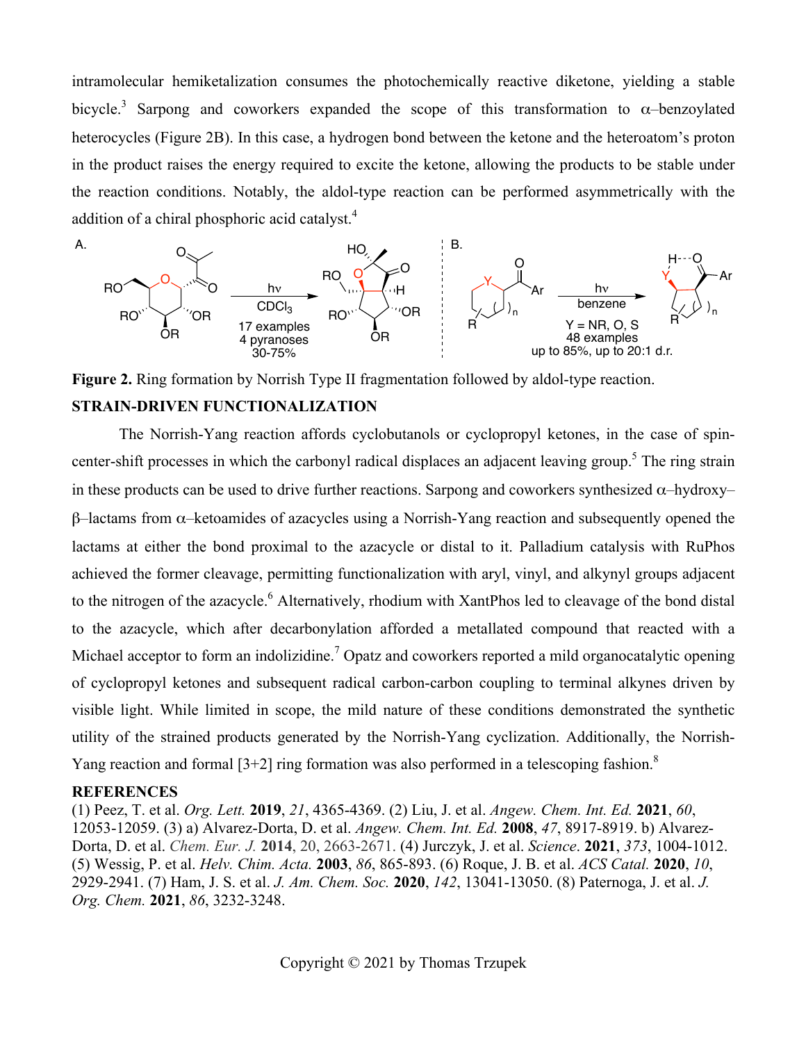intramolecular hemiketalization consumes the photochemically reactive diketone, yielding a stable bicycle.[3] Sarpong and coworkers expanded the scope of this transformation to α–benzoylated heterocycles (Figure 2B). In this case, a hydrogen bond between the ketone and the heteroatom's proton in the product raises the energy required to excite the ketone, allowing the products to be stable under the reaction conditions. Notably, the aldol-type reaction can be performed asymmetrically with the addition of a chiral phosphoric acid catalyst.[4]

A.

hν
$CDCl_3$
17 examples
4 pyranoses
30-75%

B.

hν
benzene
Y = NR, O, S
48 examples
up to 85%, up to 20:1 d.r.

**Figure 2.** Ring formation by Norrish Type II fragmentation followed by aldol-type reaction.

**STRAIN-DRIVEN FUNCTIONALIZATION**

The Norrish-Yang reaction affords cyclobutanols or cyclopropyl ketones, in the case of spin-center-shift processes in which the carbonyl radical displaces an adjacent leaving group.[5] The ring strain in these products can be used to drive further reactions. Sarpong and coworkers synthesized α–hydroxy–β–lactams from α–ketoamides of azacycles using a Norrish-Yang reaction and subsequently opened the lactams at either the bond proximal to the azacycle or distal to it. Palladium catalysis with RuPhos achieved the former cleavage, permitting functionalization with aryl, vinyl, and alkynyl groups adjacent to the nitrogen of the azacycle.[6] Alternatively, rhodium with XantPhos led to cleavage of the bond distal to the azacycle, which after decarbonylation afforded a metallated compound that reacted with a Michael acceptor to form an indolizidine.[7] Opatz and coworkers reported a mild organocatalytic opening of cyclopropyl ketones and subsequent radical carbon-carbon coupling to terminal alkynes driven by visible light. While limited in scope, the mild nature of these conditions demonstrated the synthetic utility of the strained products generated by the Norrish-Yang cyclization. Additionally, the Norrish-Yang reaction and formal [3+2] ring formation was also performed in a telescoping fashion.[8]

**REFERENCES**

(1) Peez, T. et al. *Org. Lett.* **2019**, *21*, 4365-4369. (2) Liu, J. et al. *Angew. Chem. Int. Ed.* **2021**, *60*, 12053-12059. (3) a) Alvarez-Dorta, D. et al. *Angew. Chem. Int. Ed.* **2008**, *47*, 8917-8919. b) Alvarez-Dorta, D. et al. *Chem. Eur. J.* **2014**, 20, 2663-2671. (4) Jurczyk, J. et al. *Science*. **2021**, *373*, 1004-1012. (5) Wessig, P. et al. *Helv. Chim. Acta.* **2003**, *86*, 865-893. (6) Roque, J. B. et al. *ACS Catal.* **2020**, *10*, 2929-2941. (7) Ham, J. S. et al. *J. Am. Chem. Soc.* **2020**, *142*, 13041-13050. (8) Paternoga, J. et al. *J. Org. Chem.* **2021**, *86*, 3232-3248.

Copyright © 2021 by Thomas Trzupek